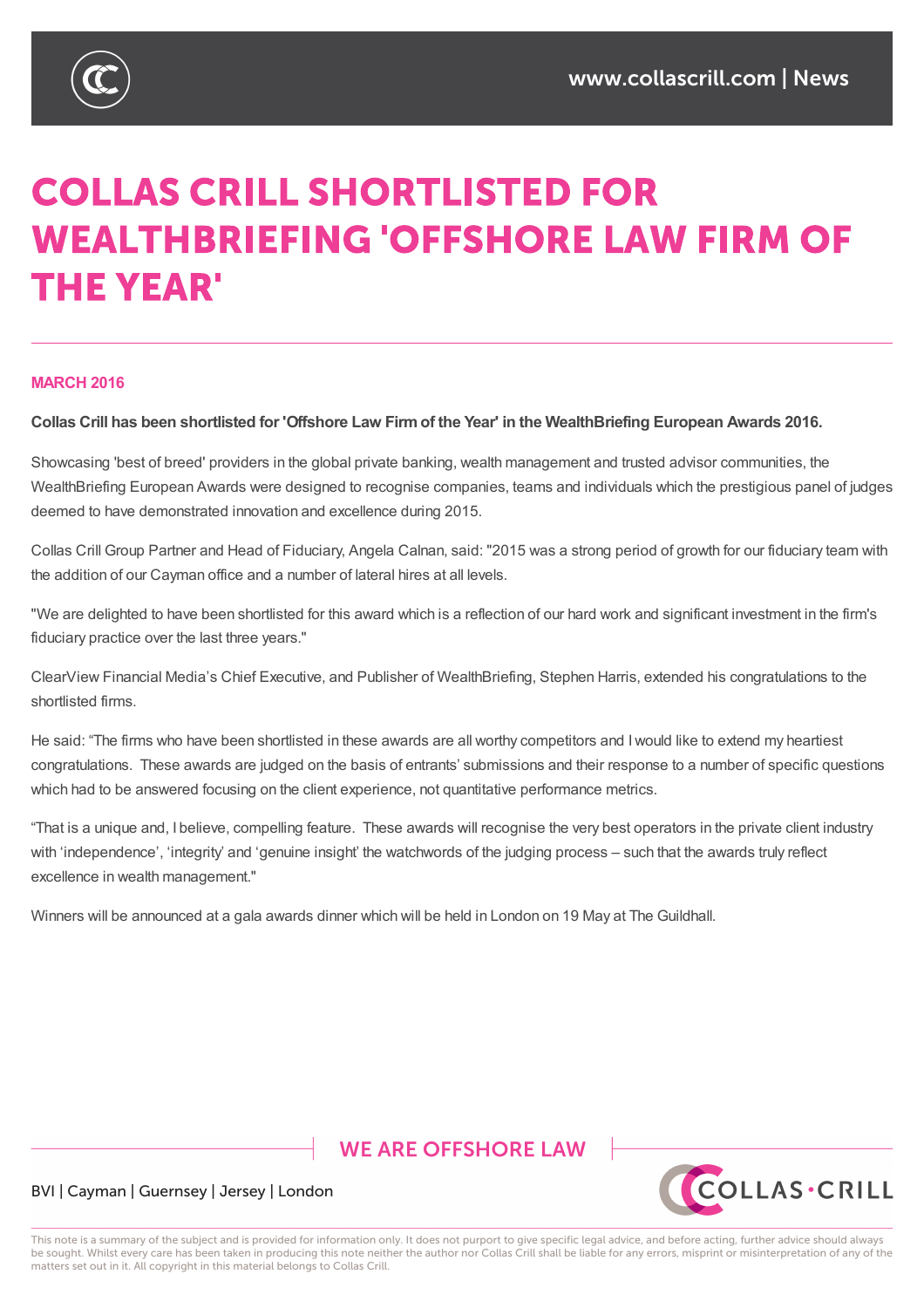# COLLAS CRILL SHORTLISTED FOR WEALTHBRIEFING 'OFFSHORE LAW FIRM OF THE YEAR'

**MARCH 2016**

**Collas Crill has been shortlisted for 'Offshore Law Firm of the Year' in the WealthBriefing European Awards 2016.**

Showcasing 'best of breed' providers in the global private banking, wealth management and trusted advisor communities, the WealthBriefing European Awards were designed to recognise companies, teams and individuals which the prestigious panel of judges deemed to have demonstrated innovation and excellence during 2015.

Collas Crill Group Partner and Head of Fiduciary, Angela Calnan, said: "2015 was a strong period of growth for our fiduciary team with the addition of our Cayman office and a number of lateral hires at all levels.

"We are delighted to have been shortlisted for this award which is a reflection of our hard work and significant investment in the firm's fiduciary practice over the last three years."

ClearView Financial Media's Chief Executive, and Publisher of WealthBriefing, Stephen Harris, extended his congratulations to the shortlisted firms.

He said: "The firms who have been shortlisted in these awards are all worthy competitors and I would like to extend my heartiest congratulations. These awards are judged on the basis of entrants' submissions and their response to a number of specific questions which had to be answered focusing on the client experience, not quantitative performance metrics.

"That is a unique and, I believe, compelling feature. These awards will recognise the very best operators in the private client industry with 'independence', 'integrity' and 'genuine insight' the watchwords of the judging process – such that the awards truly reflect excellence in wealth management."

Winners will be announced at a gala awards dinner which will be held in London on 19 May at The Guildhall.

WE ARE OFFSHORE LAW

BVI | Cayman | Guernsey | Jersey | London

This note is a summary of the subject and is provided for information only. It does not purport to give specific legal advice, and before acting, further advice should always be sought. Whilst every care has been taken in producing this note neither the author nor Collas Crill shall be liable for any errors, misprint or misinterpretation of any of the matters set out in it. All copyright in this material belongs to Collas Crill.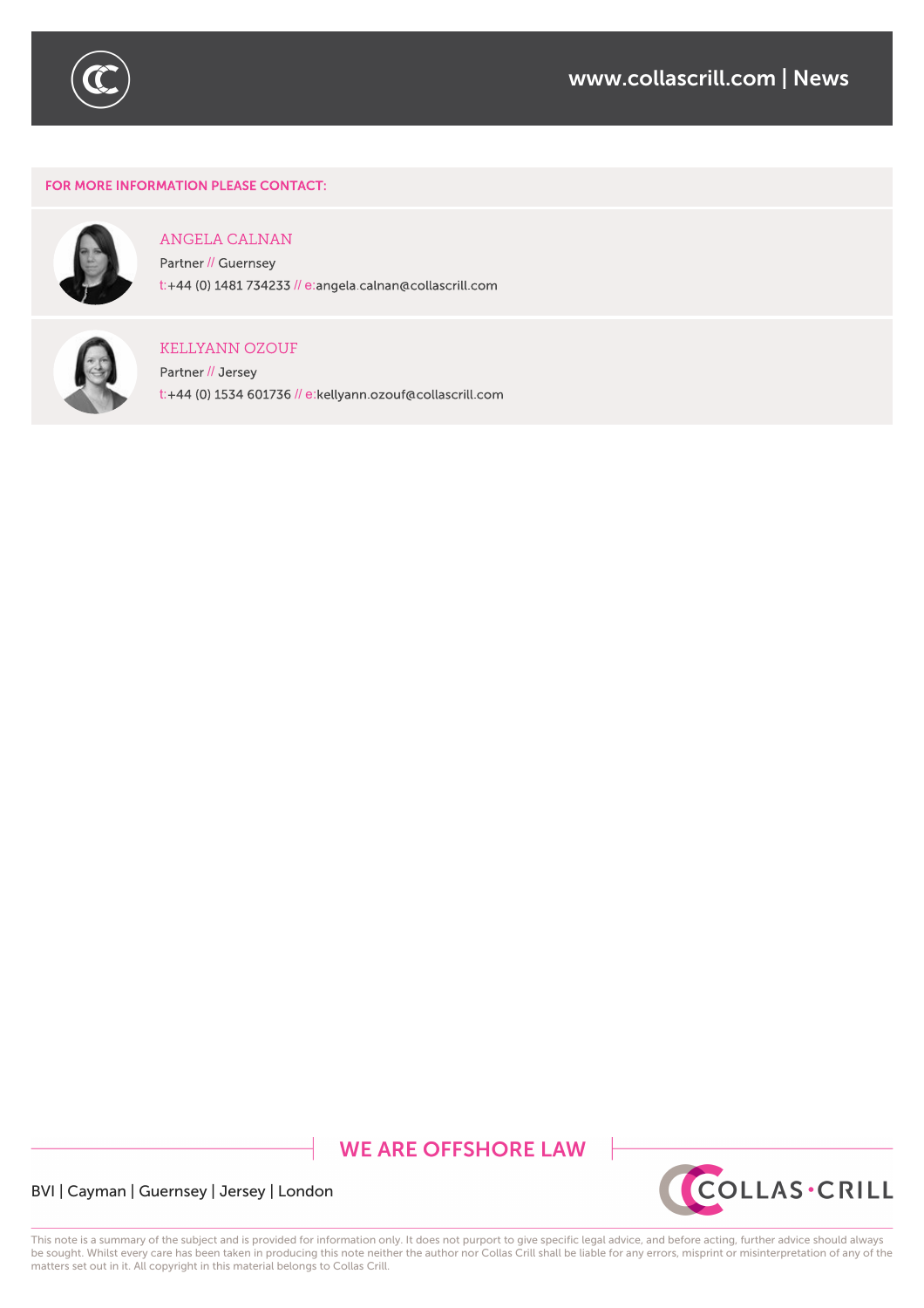**FOR MORE INFORMATION PLEASE CONTACT:**

**ANGELA CALNAN**
Partner // Guernsey
t:+44 (0) 1481 734233 // e:angela.calnan@collascrill.com

**KELLYANN OZOUF**
Partner // Jersey
t:+44 (0) 1534 601736 // e:kellyann.ozouf@collascrill.com

**WE ARE OFFSHORE LAW**

BVI | Cayman | Guernsey | Jersey | London

This note is a summary of the subject and is provided for information only. It does not purport to give specific legal advice, and before acting, further advice should always be sought. Whilst every care has been taken in producing this note neither the author nor Collas Crill shall be liable for any errors, misprint or misinterpretation of any of the matters set out in it. All copyright in this material belongs to Collas Crill.